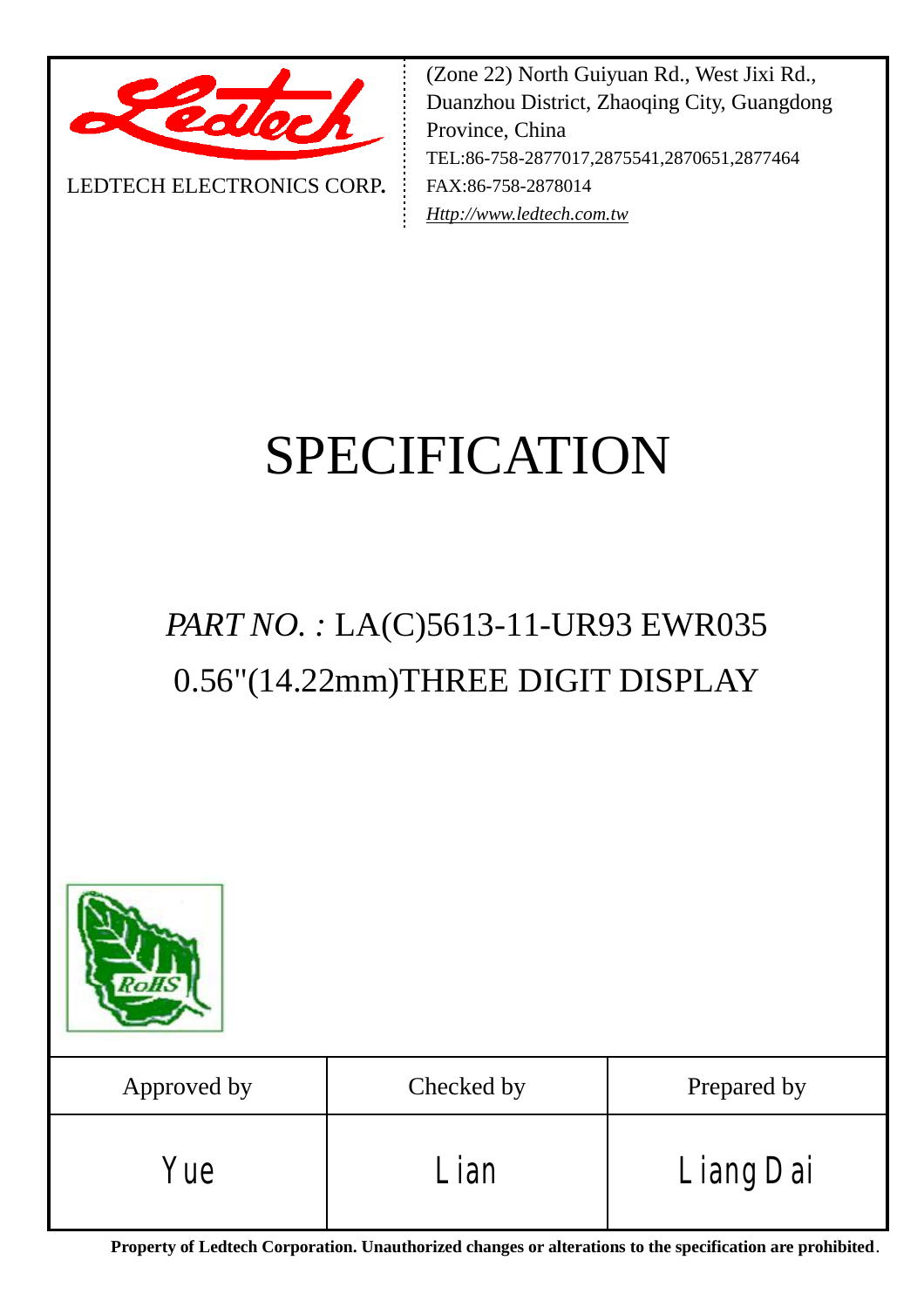LEDTECH ELECTRONICS CORP.

(Zone 22) North Guiyuan Rd., West Jixi Rd., Duanzhou District, Zhaoqing City, Guangdong Province, China
TEL:86-758-2877017,2875541,2870651,2877464
FAX:86-758-2878014
*Http://www.ledtech.com.tw*

# SPECIFICATION

## *PART NO. :* LA(C)5613-11-UR93 EWR035
## 0.56"(14.22mm)THREE DIGIT DISPLAY

| Approved by | Checked by | Prepared by |
|---|---|---|
| Yue | Lian | Liang Dai |

**Property of Ledtech Corporation. Unauthorized changes or alterations to the specification are prohibited**.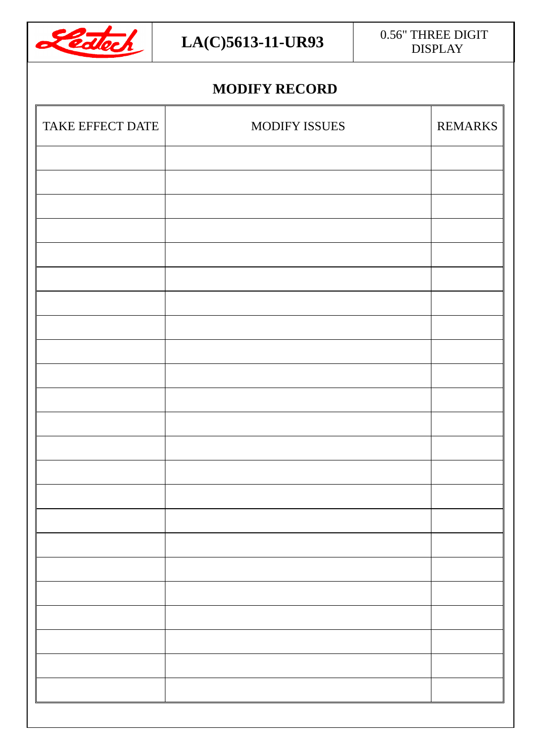## MODIFY RECORD

| TAKE EFFECT DATE | MODIFY ISSUES | REMARKS |
|---|---|---|
| | | |
| | | |
| | | |
| | | |
| | | |
| | | |
| | | |
| | | |
| | | |
| | | |
| | | |
| | | |
| | | |
| | | |
| | | |
| | | |
| | | |
| | | |
| | | |
| | | |
| | | |
| | | |
| | | |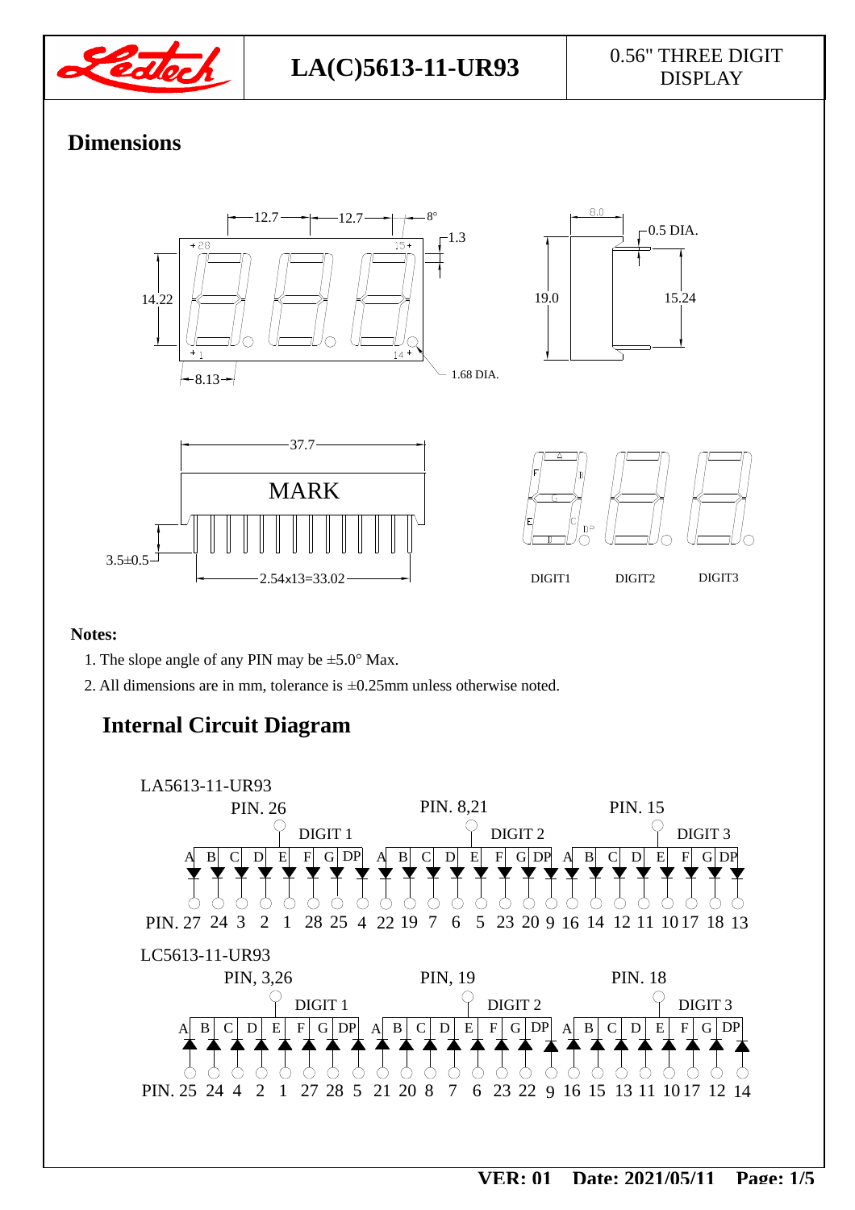| Ledtech | LA(C)5613-11-UR93 | 0.56" THREE DIGIT DISPLAY |
|---|---|---|

## Dimensions

## Notes:

1. The slope angle of any PIN may be ±5.0° Max.
2. All dimensions are in mm, tolerance is ±0.25mm unless otherwise noted.

## Internal Circuit Diagram

LA5613-11-UR93

| | PIN. 26 | PIN. 8,21 | PIN. 15 |
|---|---|---|---|
| | DIGIT 1 | DIGIT 2 | DIGIT 3 |

| Segment | A | B | C | D | E | F | G | DP | A | B | C | D | E | F | G | DP | A | B | C | D | E | F | G | DP |
|---|---|---|---|---|---|---|---|---|---|---|---|---|---|---|---|---|---|---|---|---|---|---|---|---|
| PIN. | 27 | 24 | 3 | 2 | 1 | 28 | 25 | 4 | 22 | 19 | 7 | 6 | 5 | 23 | 20 | 9 | 16 | 14 | 12 | 11 | 10 | 17 | 18 | 13 |

LC5613-11-UR93

| | PIN, 3,26 | PIN, 19 | PIN. 18 |
|---|---|---|---|
| | DIGIT 1 | DIGIT 2 | DIGIT 3 |

| Segment | A | B | C | D | E | F | G | DP | A | B | C | D | E | F | G | DP | A | B | C | D | E | F | G | DP |
|---|---|---|---|---|---|---|---|---|---|---|---|---|---|---|---|---|---|---|---|---|---|---|---|---|
| PIN. | 25 | 24 | 4 | 2 | 1 | 27 | 28 | 5 | 21 | 20 | 8 | 7 | 6 | 23 | 22 | 9 | 16 | 15 | 13 | 11 | 10 | 17 | 12 | 14 |

VER: 01 Date: 2021/05/11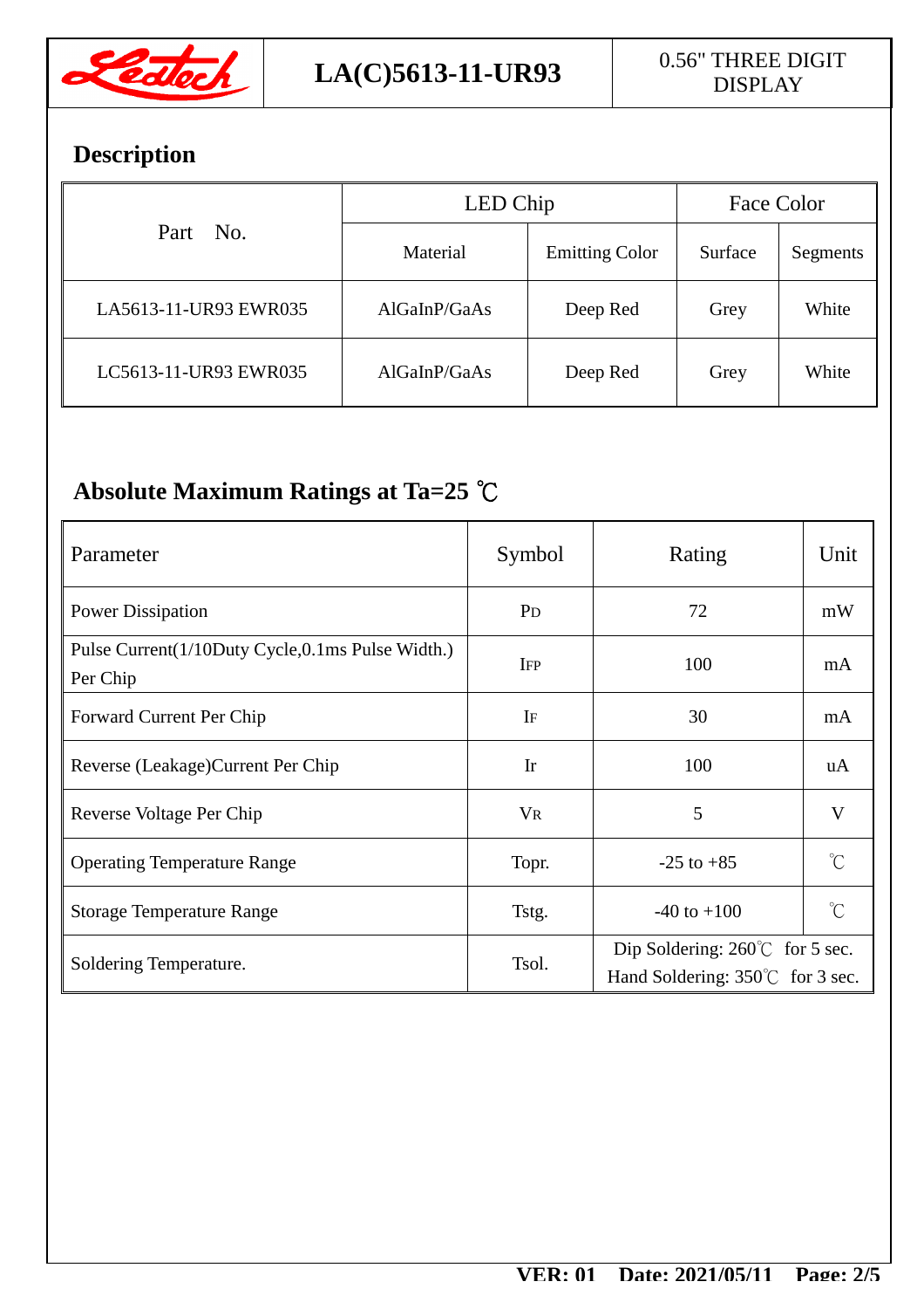## Description

| Part No. | LED Chip | | Face Color | |
|---|---|---|---|---|
| | Material | Emitting Color | Surface | Segments |
| LA5613-11-UR93 EWR035 | AlGaInP/GaAs | Deep Red | Grey | White |
| LC5613-11-UR93 EWR035 | AlGaInP/GaAs | Deep Red | Grey | White |

## Absolute Maximum Ratings at Ta=25 ℃

| Parameter | Symbol | Rating | Unit |
|---|---|---|---|
| Power Dissipation | $P_D$ | 72 | mW |
| Pulse Current(1/10Duty Cycle,0.1ms Pulse Width.) Per Chip | $I_{FP}$ | 100 | mA |
| Forward Current Per Chip | $I_F$ | 30 | mA |
| Reverse (Leakage)Current Per Chip | Ir | 100 | uA |
| Reverse Voltage Per Chip | $V_R$ | 5 | V |
| Operating Temperature Range | Topr. | -25 to +85 | ℃ |
| Storage Temperature Range | Tstg. | -40 to +100 | ℃ |
| Soldering Temperature. | Tsol. | Dip Soldering: 260℃ for 5 sec. Hand Soldering: 350℃ for 3 sec. | |

VER: 01 Date: 2021/05/11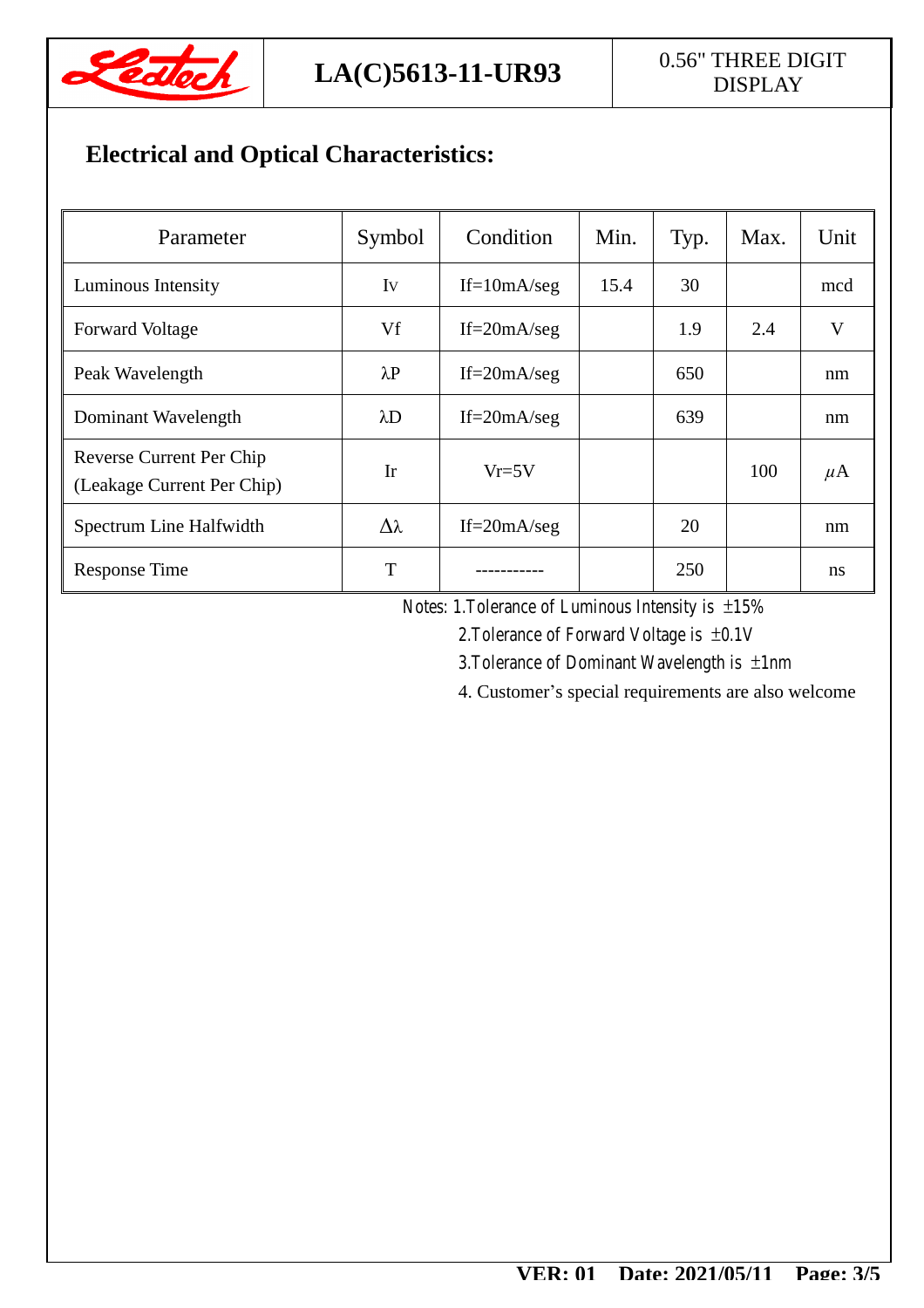## Electrical and Optical Characteristics:

| Parameter | Symbol | Condition | Min. | Typ. | Max. | Unit |
|---|---|---|---|---|---|---|
| Luminous Intensity | Iv | If=10mA/seg | 15.4 | 30 | | mcd |
| Forward Voltage | Vf | If=20mA/seg | | 1.9 | 2.4 | V |
| Peak Wavelength | λP | If=20mA/seg | | 650 | | nm |
| Dominant Wavelength | λD | If=20mA/seg | | 639 | | nm |
| Reverse Current Per Chip (Leakage Current Per Chip) | Ir | Vr=5V | | | 100 | μA |
| Spectrum Line Halfwidth | Δλ | If=20mA/seg | | 20 | | nm |
| Response Time | T | ----------- | | 250 | | ns |

Notes: 1.Tolerance of Luminous Intensity is ±15%

2.Tolerance of Forward Voltage is ±0.1V

3.Tolerance of Dominant Wavelength is ±1nm

4. Customer's special requirements are also welcome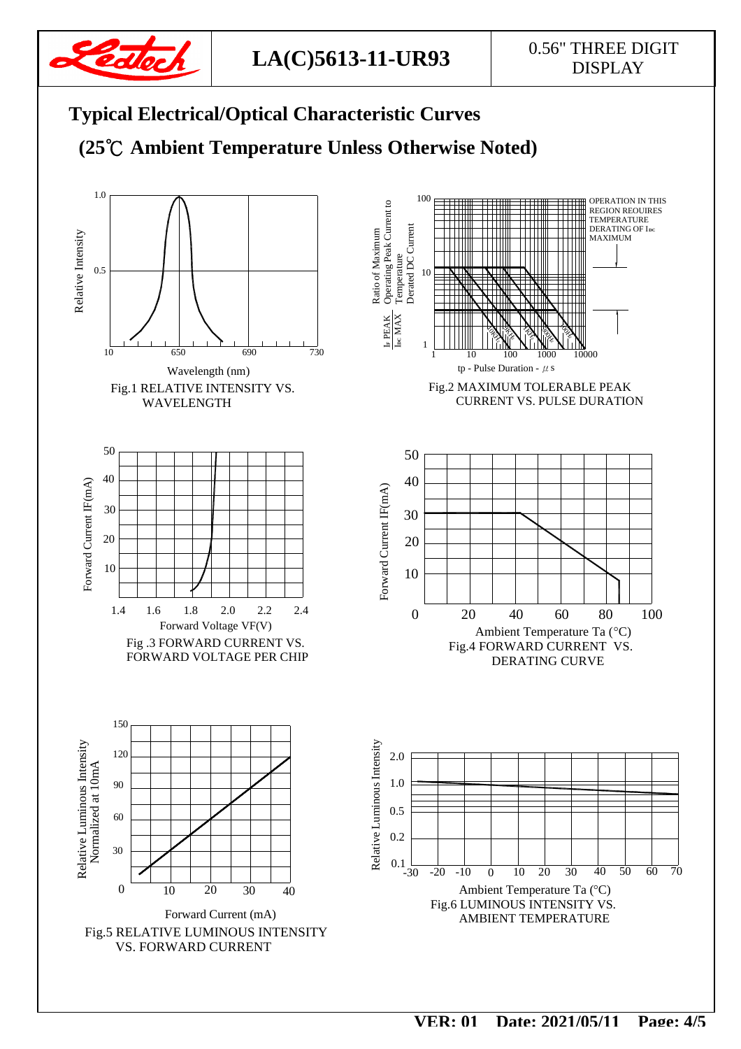# Typical Electrical/Optical Characteristic Curves

## (25℃ Ambient Temperature Unless Otherwise Noted)

Relative Intensity

1.0

0.5

10 650 690 730

Wavelength (nm)

Fig.1 RELATIVE INTENSITY VS. WAVELENGTH

Ratio of Maximum Operating Peak Current to Temperature Derated DC Current

$\frac{I_F\ PEAK}{I_{DC}\ MAX}$

100

10

1

1 10 100 1000 10000

tp - Pulse Duration - μs

OPERATION IN THIS REGION REQUIRES TEMPERATURE DERATING OF $I_{DC}$ MAXIMUM

Fig.2 MAXIMUM TOLERABLE PEAK CURRENT VS. PULSE DURATION

Forward Current IF(mA)

50 40 30 20 10

1.4 1.6 1.8 2.0 2.2 2.4

Forward Voltage VF(V)

Fig .3 FORWARD CURRENT VS. FORWARD VOLTAGE PER CHIP

Forward Current IF(mA)

50 40 30 20 10 0

0 20 40 60 80 100

Ambient Temperature Ta (°C)

Fig.4 FORWARD CURRENT VS. DERATING CURVE

Relative Luminous Intensity Normalized at 10mA

150 120 90 60 30 0

10 20 30 40

Forward Current (mA)

Fig.5 RELATIVE LUMINOUS INTENSITY VS. FORWARD CURRENT

Relative Luminous Intensity

2.0 1.0 0.5 0.2 0.1

-30 -20 -10 0 10 20 30 40 50 60 70

Ambient Temperature Ta (°C)

Fig.6 LUMINOUS INTENSITY VS. AMBIENT TEMPERATURE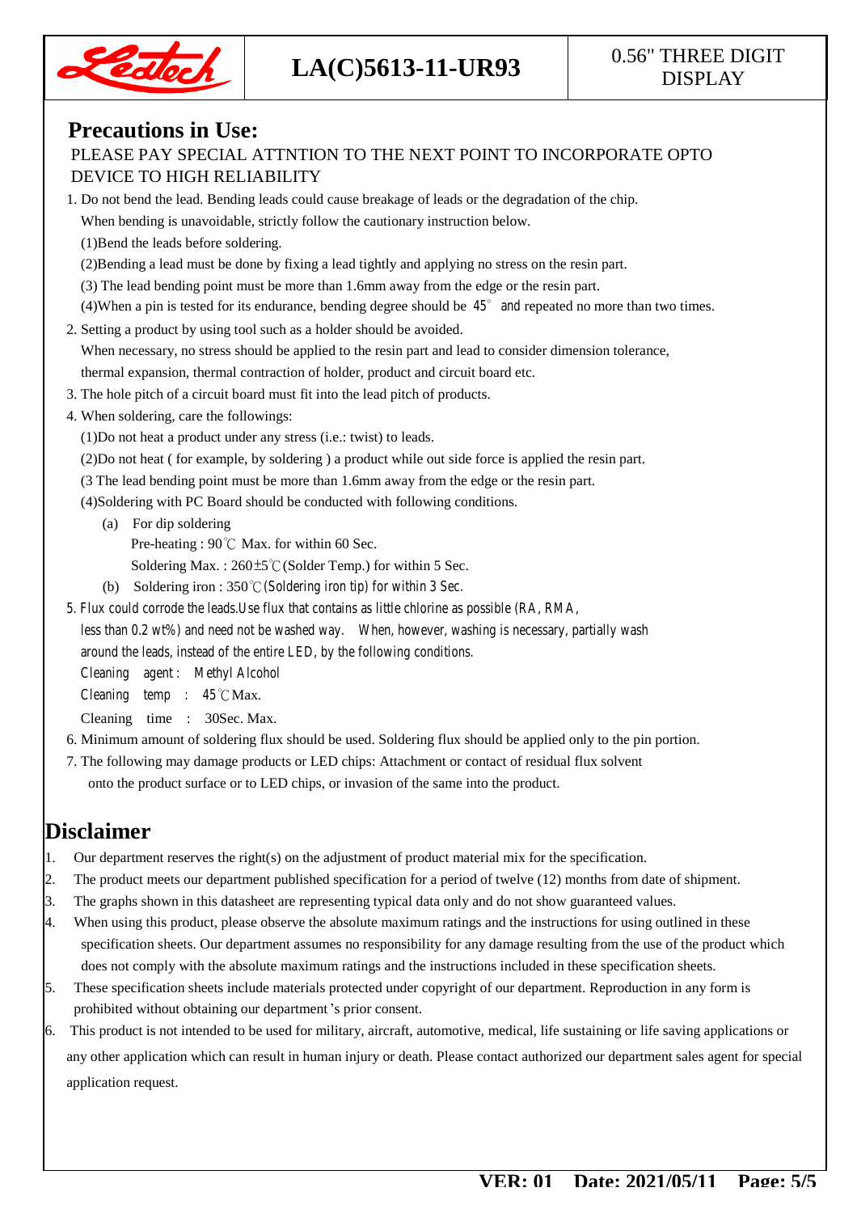## Precautions in Use:

PLEASE PAY SPECIAL ATTNTION TO THE NEXT POINT TO INCORPORATE OPTO DEVICE TO HIGH RELIABILITY

1. Do not bend the lead. Bending leads could cause breakage of leads or the degradation of the chip. When bending is unavoidable, strictly follow the cautionary instruction below.
   (1)Bend the leads before soldering.
   (2)Bending a lead must be done by fixing a lead tightly and applying no stress on the resin part.
   (3) The lead bending point must be more than 1.6mm away from the edge or the resin part.
   (4)When a pin is tested for its endurance, bending degree should be 45° and repeated no more than two times.
2. Setting a product by using tool such as a holder should be avoided.
   When necessary, no stress should be applied to the resin part and lead to consider dimension tolerance, thermal expansion, thermal contraction of holder, product and circuit board etc.
3. The hole pitch of a circuit board must fit into the lead pitch of products.
4. When soldering, care the followings:
   (1)Do not heat a product under any stress (i.e.: twist) to leads.
   (2)Do not heat ( for example, by soldering ) a product while out side force is applied the resin part.
   (3 The lead bending point must be more than 1.6mm away from the edge or the resin part.
   (4)Soldering with PC Board should be conducted with following conditions.
   (a) For dip soldering
   Pre-heating : 90℃ Max. for within 60 Sec.
   Soldering Max. : 260±5℃(Solder Temp.) for within 5 Sec.
   (b) Soldering iron : 350℃(Soldering iron tip) for within 3 Sec.
5. Flux could corrode the leads.Use flux that contains as little chlorine as possible (RA, RMA, less than 0.2 wt%) and need not be washed way. When, however, washing is necessary, partially wash around the leads, instead of the entire LED, by the following conditions.
   Cleaning agent : Methyl Alcohol
   Cleaning temp : 45℃Max.
   Cleaning time : 30Sec. Max.
6. Minimum amount of soldering flux should be used. Soldering flux should be applied only to the pin portion.
7. The following may damage products or LED chips: Attachment or contact of residual flux solvent onto the product surface or to LED chips, or invasion of the same into the product.

## Disclaimer

1. Our department reserves the right(s) on the adjustment of product material mix for the specification.
2. The product meets our department published specification for a period of twelve (12) months from date of shipment.
3. The graphs shown in this datasheet are representing typical data only and do not show guaranteed values.
4. When using this product, please observe the absolute maximum ratings and the instructions for using outlined in these specification sheets. Our department assumes no responsibility for any damage resulting from the use of the product which does not comply with the absolute maximum ratings and the instructions included in these specification sheets.
5. These specification sheets include materials protected under copyright of our department. Reproduction in any form is prohibited without obtaining our department's prior consent.
6. This product is not intended to be used for military, aircraft, automotive, medical, life sustaining or life saving applications or any other application which can result in human injury or death. Please contact authorized our department sales agent for special application request.